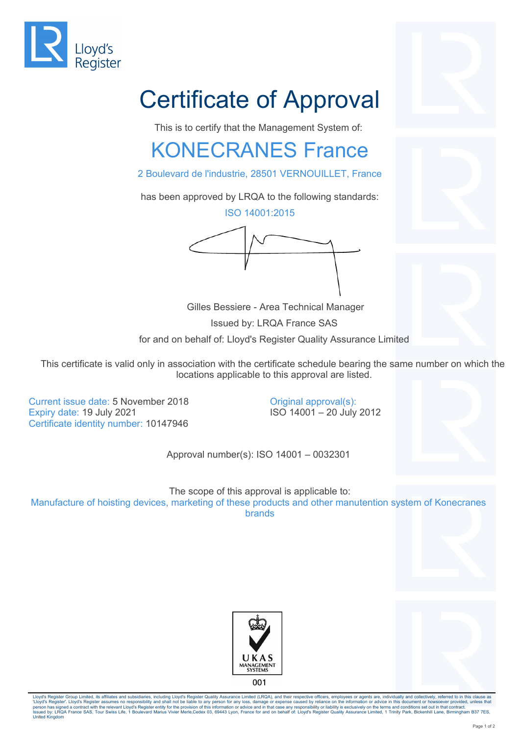Lloyd's Register

# Certificate of Approval

This is to certify that the Management System of:

## KONECRANES France

2 Boulevard de l'industrie, 28501 VERNOUILLET, France

has been approved by LRQA to the following standards:

ISO 14001:2015

Gilles Bessiere - Area Technical Manager

Issued by: LRQA France SAS

for and on behalf of: Lloyd's Register Quality Assurance Limited

This certificate is valid only in association with the certificate schedule bearing the same number on which the locations applicable to this approval are listed.

Current issue date: 5 November 2018
Expiry date: 19 July 2021
Certificate identity number: 10147946

Original approval(s):
ISO 14001 – 20 July 2012

Approval number(s): ISO 14001 – 0032301

The scope of this approval is applicable to:

Manufacture of hoisting devices, marketing of these products and other manutention system of Konecranes brands

UKAS MANAGEMENT SYSTEMS
001

Lloyd's Register Group Limited, its affiliates and subsidiaries, including Lloyd's Register Quality Assurance Limited (LRQA), and their respective officers, employees or agents are, individually and collectively, referred to in this clause as 'Lloyd's Register'. Lloyd's Register assumes no responsibility and shall not be liable to any person for any loss, damage or expense caused by reliance on the information or advice in this document or howsoever provided, unless that person has signed a contract with the relevant Lloyd's Register entity for the provision of this information or advice and in that case any responsibility or liability is exclusively on the terms and conditions set out in that contract.
Issued by: LRQA France SAS, Tour Swiss Life, 1 Boulevard Marius Vivier Merle,Cedex 03, 69443 Lyon, France for and on behalf of: Lloyd's Register Quality Assurance Limited, 1 Trinity Park, Bickenhill Lane, Birmingham B37 7ES, United Kingdom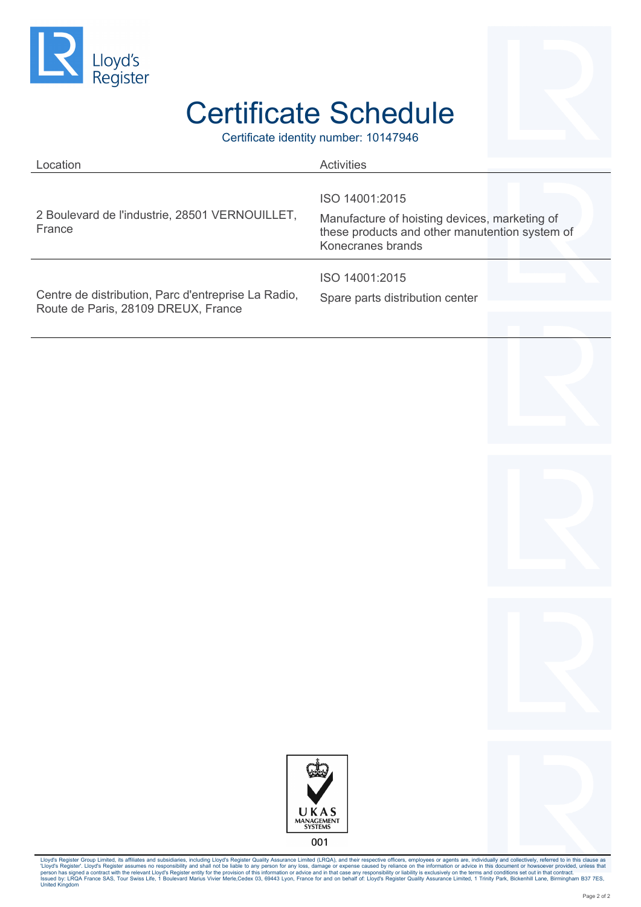Lloyd's Register

# Certificate Schedule

Certificate identity number: 10147946

| Location | Activities |
| --- | --- |
| 2 Boulevard de l'industrie, 28501 VERNOUILLET, France | ISO 14001:2015<br>Manufacture of hoisting devices, marketing of these products and other manutention system of Konecranes brands |
| Centre de distribution, Parc d'entreprise La Radio, Route de Paris, 28109 DREUX, France | ISO 14001:2015<br>Spare parts distribution center |

UKAS MANAGEMENT SYSTEMS

001

Lloyd's Register Group Limited, its affiliates and subsidiaries, including Lloyd's Register Quality Assurance Limited (LRQA), and their respective officers, employees or agents are, individually and collectively, referred to in this clause as 'Lloyd's Register'. Lloyd's Register assumes no responsibility and shall not be liable to any person for any loss, damage or expense caused by reliance on the information or advice in this document or howsoever provided, unless that person has signed a contract with the relevant Lloyd's Register entity for the provision of this information or advice and in that case any responsibility or liability is exclusively on the terms and conditions set out in that contract.
Issued by: LRQA France SAS, Tour Swiss Life, 1 Boulevard Marius Vivier Merle,Cedex 03, 69443 Lyon, France for and on behalf of: Lloyd's Register Quality Assurance Limited, 1 Trinity Park, Bickenhill Lane, Birmingham B37 7ES, United Kingdom